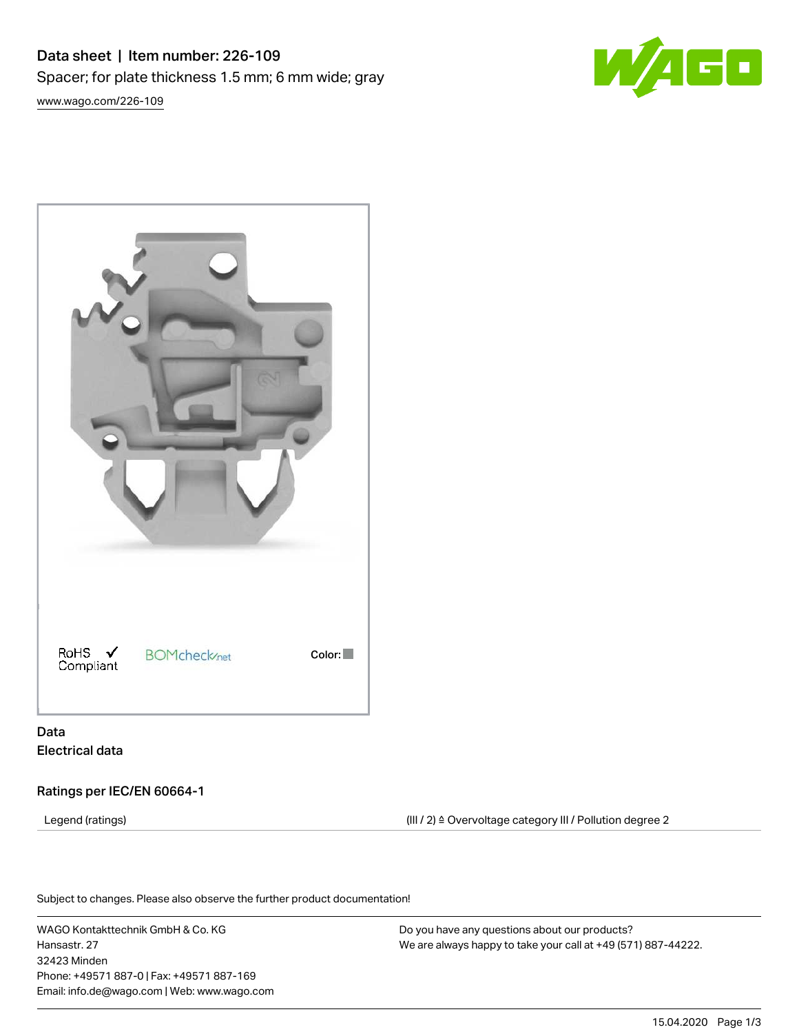# Data sheet | Item number: 226-109

Spacer; for plate thickness 1.5 mm; 6 mm wide; gray

www.wago.com/226-109

RoHS Compliant

BOMcheck.net

Color:

## Data

### Electrical data

#### Ratings per IEC/EN 60664-1

| | |
|---|---|
| Legend (ratings) | (III / 2) ≙ Overvoltage category III / Pollution degree 2 |

Subject to changes. Please also observe the further product documentation!

WAGO Kontakttechnik GmbH & Co. KG
Hansastr. 27
32423 Minden
Phone: +49571 887-0 | Fax: +49571 887-169
Email: info.de@wago.com | Web: www.wago.com

Do you have any questions about our products?
We are always happy to take your call at +49 (571) 887-44222.

15.04.2020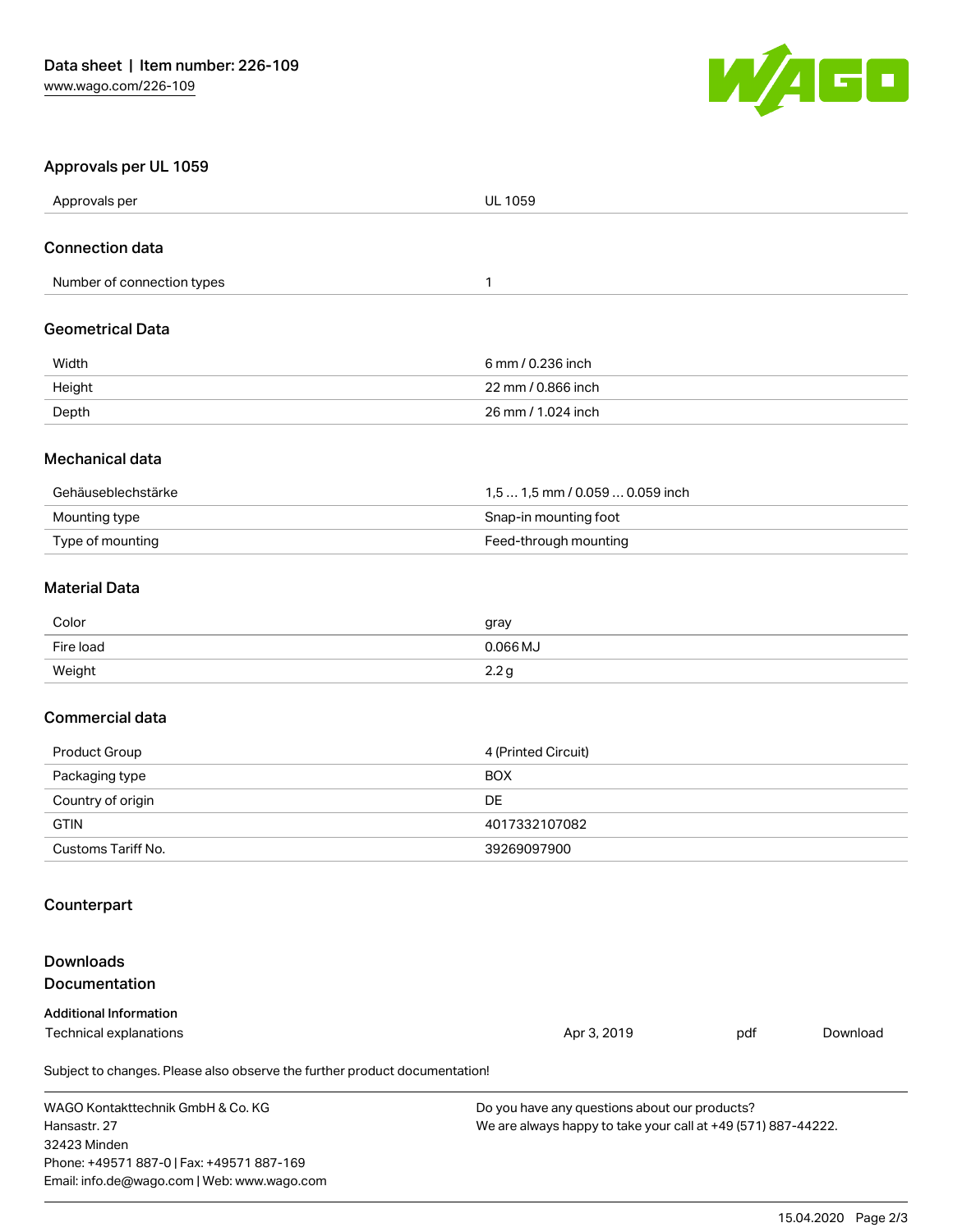## Approvals per UL 1059

| | |
|---|---|
| Approvals per | UL 1059 |

## Connection data

| | |
|---|---|
| Number of connection types | 1 |

## Geometrical Data

| | |
|---|---|
| Width | 6 mm / 0.236 inch |
| Height | 22 mm / 0.866 inch |
| Depth | 26 mm / 1.024 inch |

## Mechanical data

| | |
|---|---|
| Gehäuseblechstärke | 1,5 … 1,5 mm / 0.059 … 0.059 inch |
| Mounting type | Snap-in mounting foot |
| Type of mounting | Feed-through mounting |

## Material Data

| | |
|---|---|
| Color | gray |
| Fire load | 0.066 MJ |
| Weight | 2.2 g |

## Commercial data

| | |
|---|---|
| Product Group | 4 (Printed Circuit) |
| Packaging type | BOX |
| Country of origin | DE |
| GTIN | 4017332107082 |
| Customs Tariff No. | 39269097900 |

## Counterpart

## Downloads

## Documentation

**Additional Information**

| | | | |
|---|---|---|---|
| Technical explanations | Apr 3, 2019 | pdf | Download |

Subject to changes. Please also observe the further product documentation!

WAGO Kontakttechnik GmbH & Co. KG
Hansastr. 27
32423 Minden
Phone: +49571 887-0 | Fax: +49571 887-169
Email: info.de@wago.com | Web: www.wago.com

Do you have any questions about our products?
We are always happy to take your call at +49 (571) 887-44222.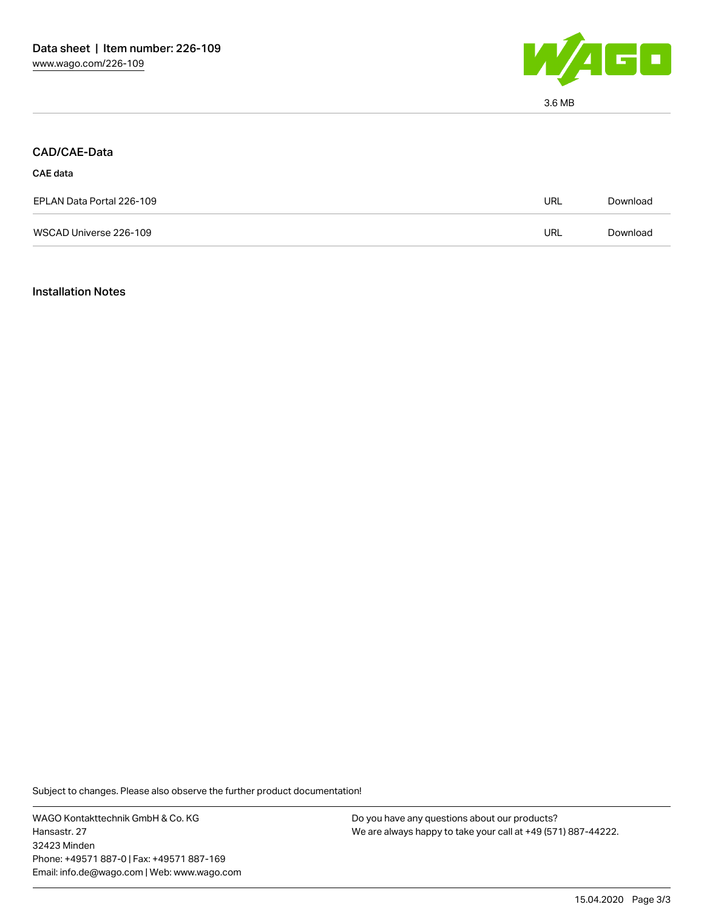3.6 MB

## CAD/CAE-Data

### CAE data

| | | |
|---|---|---|
| EPLAN Data Portal 226-109 | URL | Download |
| WSCAD Universe 226-109 | URL | Download |

## Installation Notes

Subject to changes. Please also observe the further product documentation!

WAGO Kontakttechnik GmbH & Co. KG
Hansastr. 27
32423 Minden
Phone: +49571 887-0 | Fax: +49571 887-169
Email: info.de@wago.com | Web: www.wago.com

Do you have any questions about our products?
We are always happy to take your call at +49 (571) 887-44222.

15.04.2020